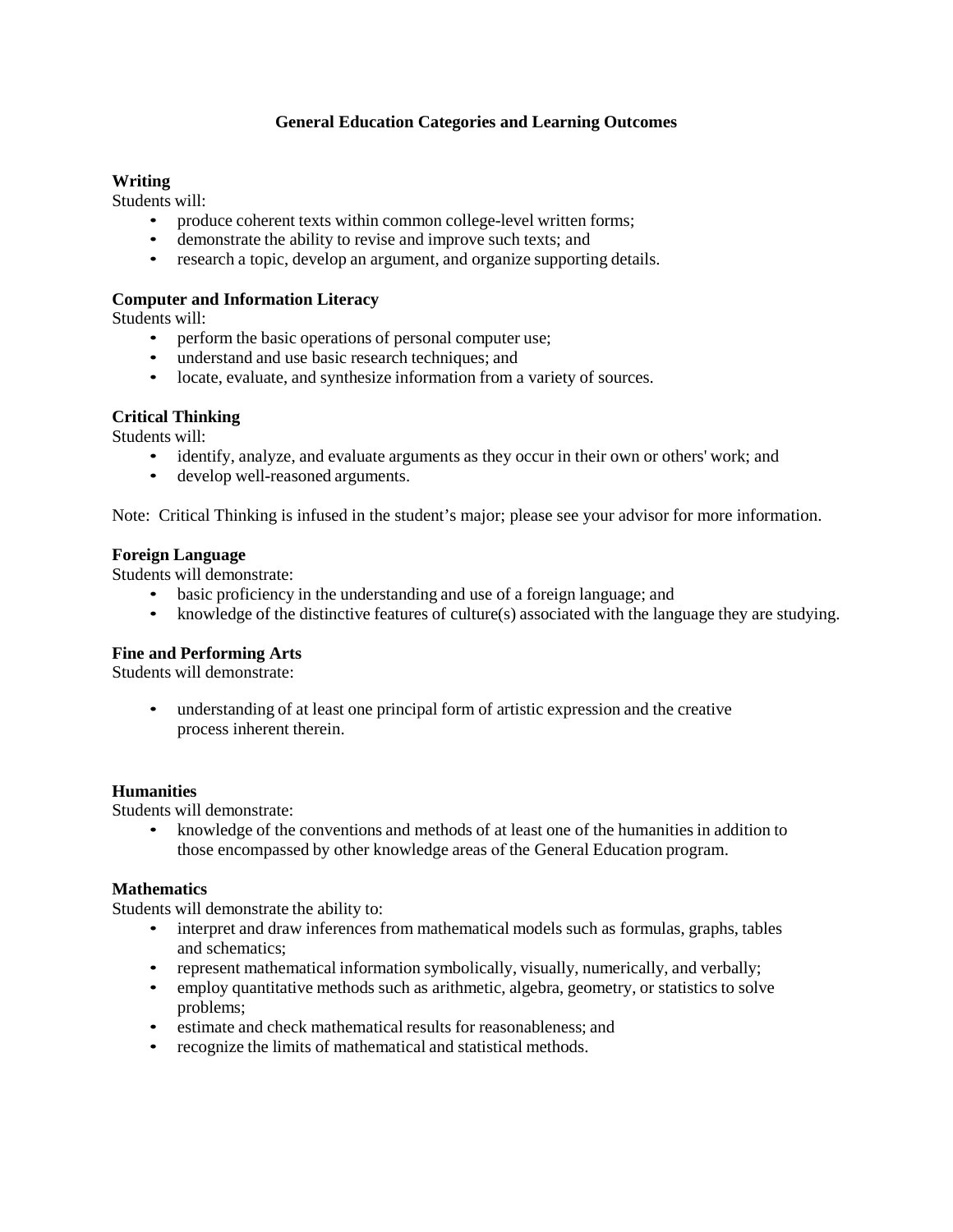# General Education Categories and Learning Outcomes

## Writing

Students will:

- produce coherent texts within common college-level written forms;
- demonstrate the ability to revise and improve such texts; and
- research a topic, develop an argument, and organize supporting details.

## Computer and Information Literacy

Students will:

- perform the basic operations of personal computer use;
- understand and use basic research techniques; and
- locate, evaluate, and synthesize information from a variety of sources.

## Critical Thinking

Students will:

- identify, analyze, and evaluate arguments as they occur in their own or others' work; and
- develop well-reasoned arguments.

Note: Critical Thinking is infused in the student's major; please see your advisor for more information.

## Foreign Language

Students will demonstrate:

- basic proficiency in the understanding and use of a foreign language; and
- knowledge of the distinctive features of culture(s) associated with the language they are studying.

## Fine and Performing Arts

Students will demonstrate:

- understanding of at least one principal form of artistic expression and the creative process inherent therein.

## Humanities

Students will demonstrate:

- knowledge of the conventions and methods of at least one of the humanities in addition to those encompassed by other knowledge areas of the General Education program.

## Mathematics

Students will demonstrate the ability to:

- interpret and draw inferences from mathematical models such as formulas, graphs, tables and schematics;
- represent mathematical information symbolically, visually, numerically, and verbally;
- employ quantitative methods such as arithmetic, algebra, geometry, or statistics to solve problems;
- estimate and check mathematical results for reasonableness; and
- recognize the limits of mathematical and statistical methods.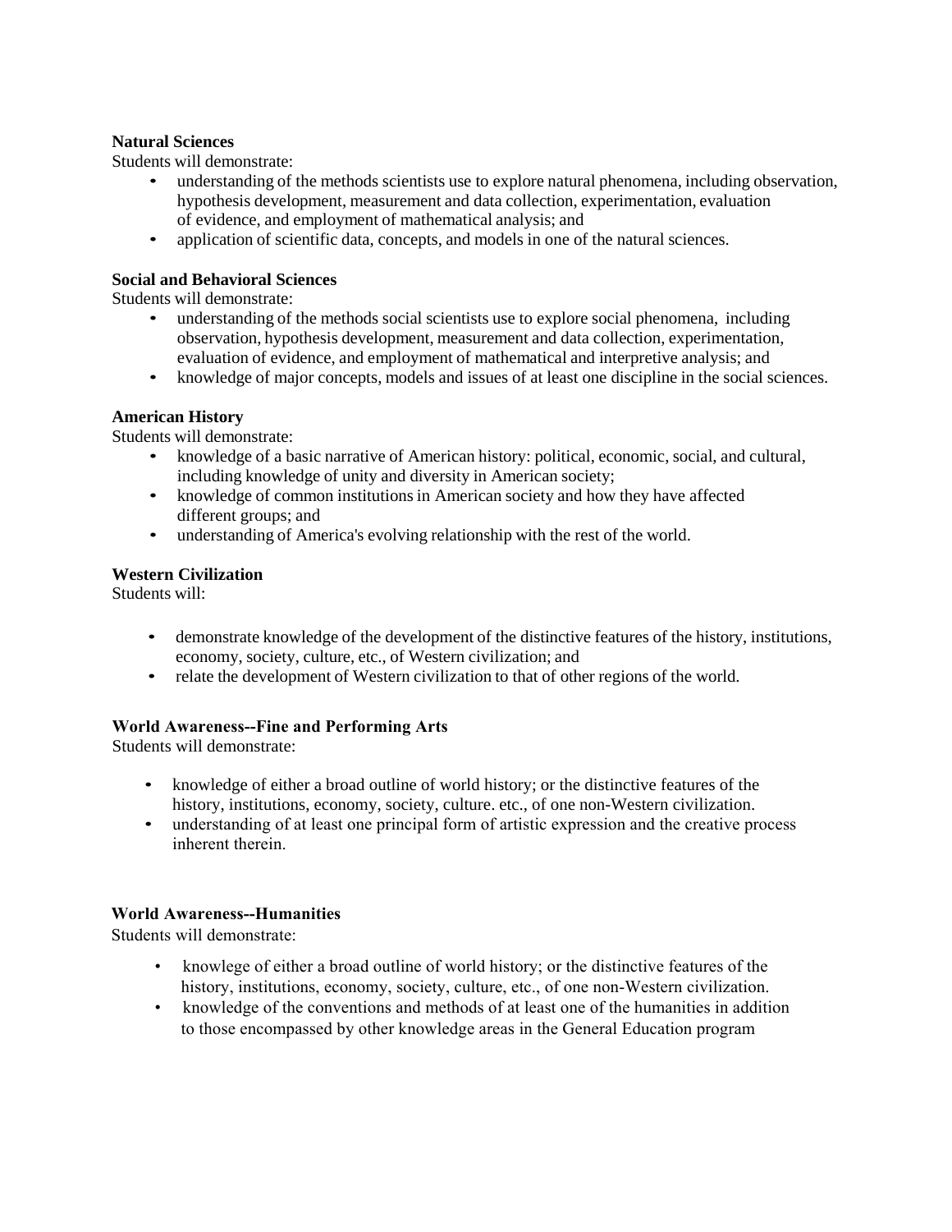**Natural Sciences**
Students will demonstrate:

- understanding of the methods scientists use to explore natural phenomena, including observation, hypothesis development, measurement and data collection, experimentation, evaluation of evidence, and employment of mathematical analysis; and
- application of scientific data, concepts, and models in one of the natural sciences.

**Social and Behavioral Sciences**
Students will demonstrate:

- understanding of the methods social scientists use to explore social phenomena, including observation, hypothesis development, measurement and data collection, experimentation, evaluation of evidence, and employment of mathematical and interpretive analysis; and
- knowledge of major concepts, models and issues of at least one discipline in the social sciences.

**American History**
Students will demonstrate:

- knowledge of a basic narrative of American history: political, economic, social, and cultural, including knowledge of unity and diversity in American society;
- knowledge of common institutions in American society and how they have affected different groups; and
- understanding of America's evolving relationship with the rest of the world.

**Western Civilization**
Students will:

- demonstrate knowledge of the development of the distinctive features of the history, institutions, economy, society, culture, etc., of Western civilization; and
- relate the development of Western civilization to that of other regions of the world.

**World Awareness--Fine and Performing Arts**
Students will demonstrate:

- knowledge of either a broad outline of world history; or the distinctive features of the history, institutions, economy, society, culture. etc., of one non-Western civilization.
- understanding of at least one principal form of artistic expression and the creative process inherent therein.

**World Awareness--Humanities**
Students will demonstrate:

- knowlege of either a broad outline of world history; or the distinctive features of the history, institutions, economy, society, culture, etc., of one non-Western civilization.
- knowledge of the conventions and methods of at least one of the humanities in addition to those encompassed by other knowledge areas in the General Education program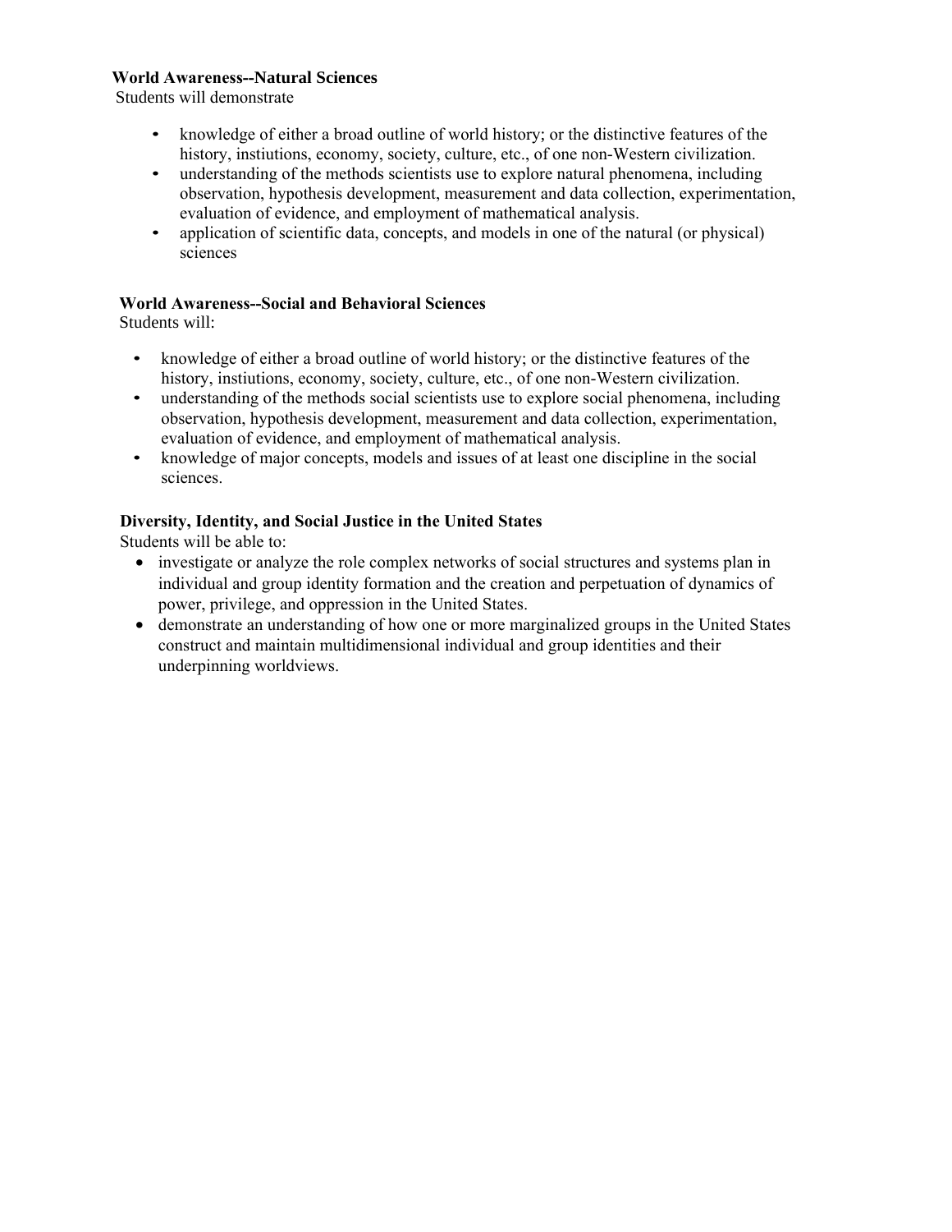**World Awareness--Natural Sciences**

Students will demonstrate

- knowledge of either a broad outline of world history; or the distinctive features of the history, instiutions, economy, society, culture, etc., of one non-Western civilization.
- understanding of the methods scientists use to explore natural phenomena, including observation, hypothesis development, measurement and data collection, experimentation, evaluation of evidence, and employment of mathematical analysis.
- application of scientific data, concepts, and models in one of the natural (or physical) sciences

**World Awareness--Social and Behavioral Sciences**

Students will:

- knowledge of either a broad outline of world history; or the distinctive features of the history, instiutions, economy, society, culture, etc., of one non-Western civilization.
- understanding of the methods social scientists use to explore social phenomena, including observation, hypothesis development, measurement and data collection, experimentation, evaluation of evidence, and employment of mathematical analysis.
- knowledge of major concepts, models and issues of at least one discipline in the social sciences.

**Diversity, Identity, and Social Justice in the United States**

Students will be able to:

- investigate or analyze the role complex networks of social structures and systems plan in individual and group identity formation and the creation and perpetuation of dynamics of power, privilege, and oppression in the United States.
- demonstrate an understanding of how one or more marginalized groups in the United States construct and maintain multidimensional individual and group identities and their underpinning worldviews.